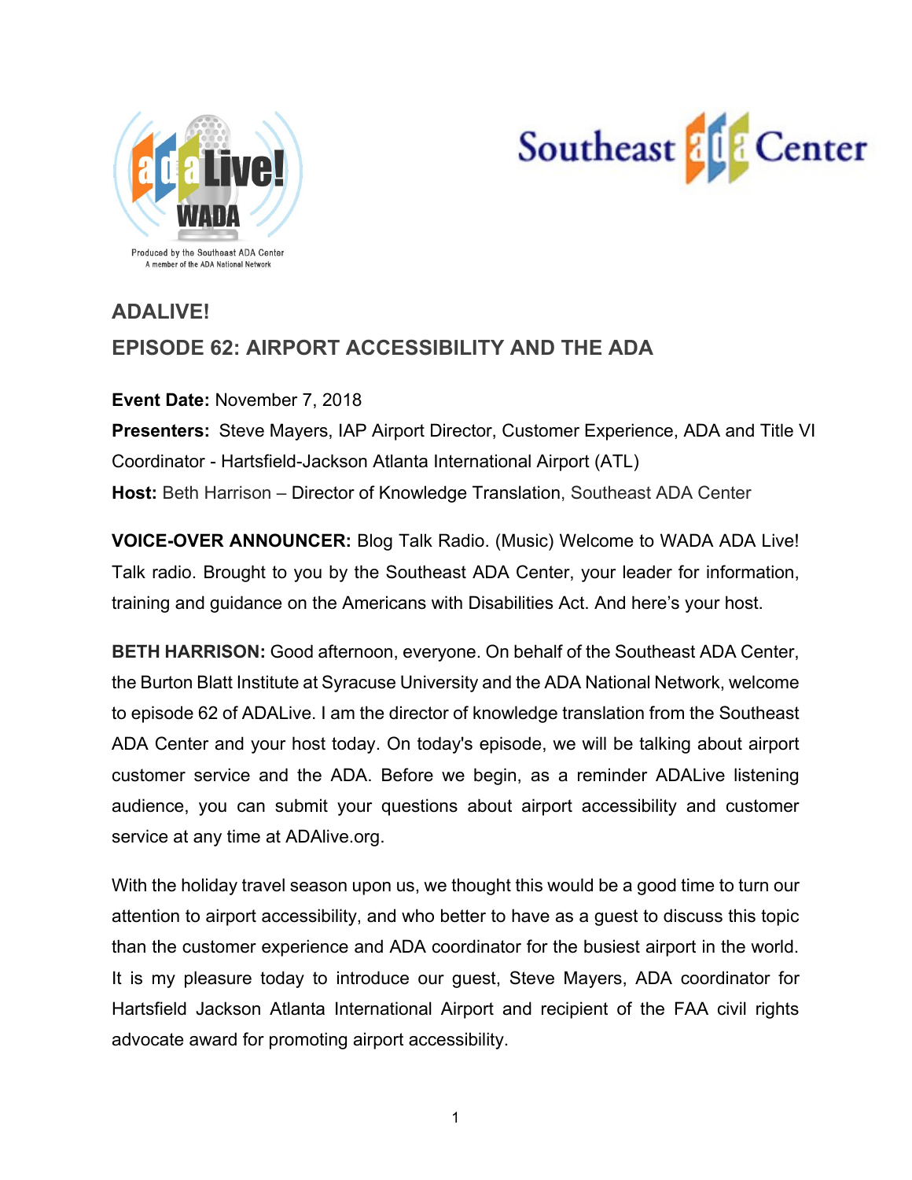# ADALIVE!

## EPISODE 62: AIRPORT ACCESSIBILITY AND THE ADA

**Event Date:** November 7, 2018

**Presenters:** Steve Mayers, IAP Airport Director, Customer Experience, ADA and Title VI Coordinator - Hartsfield-Jackson Atlanta International Airport (ATL)

**Host:** Beth Harrison – Director of Knowledge Translation, Southeast ADA Center

**VOICE-OVER ANNOUNCER:** Blog Talk Radio. (Music) Welcome to WADA ADA Live! Talk radio. Brought to you by the Southeast ADA Center, your leader for information, training and guidance on the Americans with Disabilities Act. And here's your host.

**BETH HARRISON:** Good afternoon, everyone. On behalf of the Southeast ADA Center, the Burton Blatt Institute at Syracuse University and the ADA National Network, welcome to episode 62 of ADALive. I am the director of knowledge translation from the Southeast ADA Center and your host today. On today's episode, we will be talking about airport customer service and the ADA. Before we begin, as a reminder ADALive listening audience, you can submit your questions about airport accessibility and customer service at any time at ADAlive.org.

With the holiday travel season upon us, we thought this would be a good time to turn our attention to airport accessibility, and who better to have as a guest to discuss this topic than the customer experience and ADA coordinator for the busiest airport in the world. It is my pleasure today to introduce our guest, Steve Mayers, ADA coordinator for Hartsfield Jackson Atlanta International Airport and recipient of the FAA civil rights advocate award for promoting airport accessibility.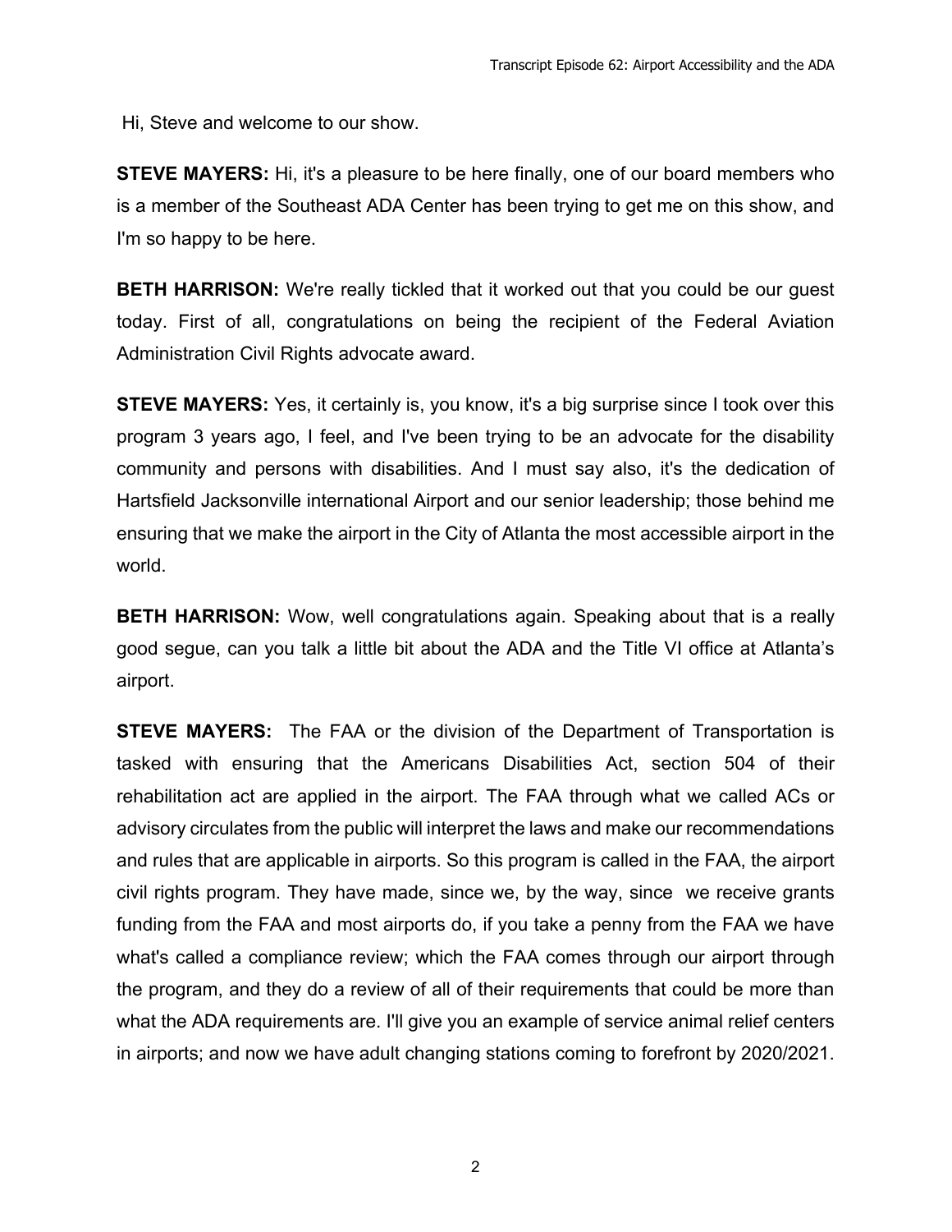Hi, Steve and welcome to our show.

**STEVE MAYERS:** Hi, it's a pleasure to be here finally, one of our board members who is a member of the Southeast ADA Center has been trying to get me on this show, and I'm so happy to be here.

**BETH HARRISON:** We're really tickled that it worked out that you could be our guest today. First of all, congratulations on being the recipient of the Federal Aviation Administration Civil Rights advocate award.

**STEVE MAYERS:** Yes, it certainly is, you know, it's a big surprise since I took over this program 3 years ago, I feel, and I've been trying to be an advocate for the disability community and persons with disabilities. And I must say also, it's the dedication of Hartsfield Jacksonville international Airport and our senior leadership; those behind me ensuring that we make the airport in the City of Atlanta the most accessible airport in the world.

**BETH HARRISON:** Wow, well congratulations again. Speaking about that is a really good segue, can you talk a little bit about the ADA and the Title VI office at Atlanta's airport.

**STEVE MAYERS:** The FAA or the division of the Department of Transportation is tasked with ensuring that the Americans Disabilities Act, section 504 of their rehabilitation act are applied in the airport. The FAA through what we called ACs or advisory circulates from the public will interpret the laws and make our recommendations and rules that are applicable in airports. So this program is called in the FAA, the airport civil rights program. They have made, since we, by the way, since we receive grants funding from the FAA and most airports do, if you take a penny from the FAA we have what's called a compliance review; which the FAA comes through our airport through the program, and they do a review of all of their requirements that could be more than what the ADA requirements are. I'll give you an example of service animal relief centers in airports; and now we have adult changing stations coming to forefront by 2020/2021.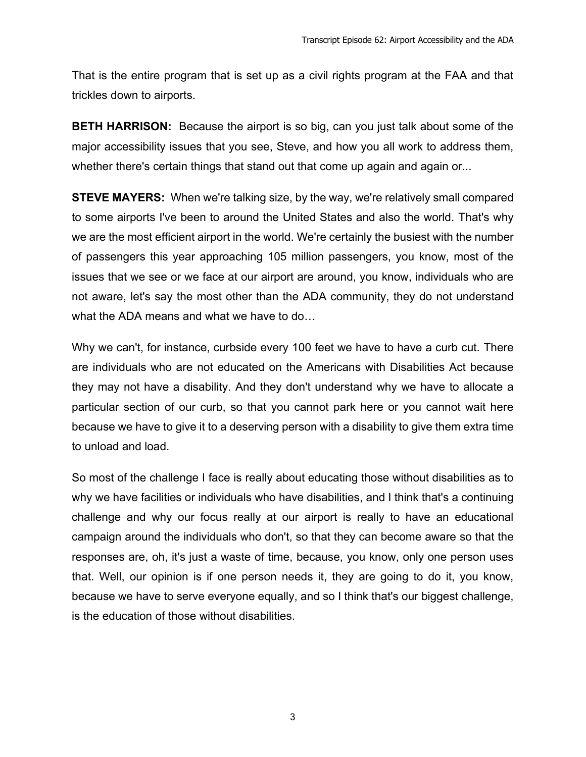That is the entire program that is set up as a civil rights program at the FAA and that trickles down to airports.

**BETH HARRISON:** Because the airport is so big, can you just talk about some of the major accessibility issues that you see, Steve, and how you all work to address them, whether there's certain things that stand out that come up again and again or...

**STEVE MAYERS:** When we're talking size, by the way, we're relatively small compared to some airports I've been to around the United States and also the world. That's why we are the most efficient airport in the world. We're certainly the busiest with the number of passengers this year approaching 105 million passengers, you know, most of the issues that we see or we face at our airport are around, you know, individuals who are not aware, let's say the most other than the ADA community, they do not understand what the ADA means and what we have to do…

Why we can't, for instance, curbside every 100 feet we have to have a curb cut. There are individuals who are not educated on the Americans with Disabilities Act because they may not have a disability. And they don't understand why we have to allocate a particular section of our curb, so that you cannot park here or you cannot wait here because we have to give it to a deserving person with a disability to give them extra time to unload and load.

So most of the challenge I face is really about educating those without disabilities as to why we have facilities or individuals who have disabilities, and I think that's a continuing challenge and why our focus really at our airport is really to have an educational campaign around the individuals who don't, so that they can become aware so that the responses are, oh, it's just a waste of time, because, you know, only one person uses that. Well, our opinion is if one person needs it, they are going to do it, you know, because we have to serve everyone equally, and so I think that's our biggest challenge, is the education of those without disabilities.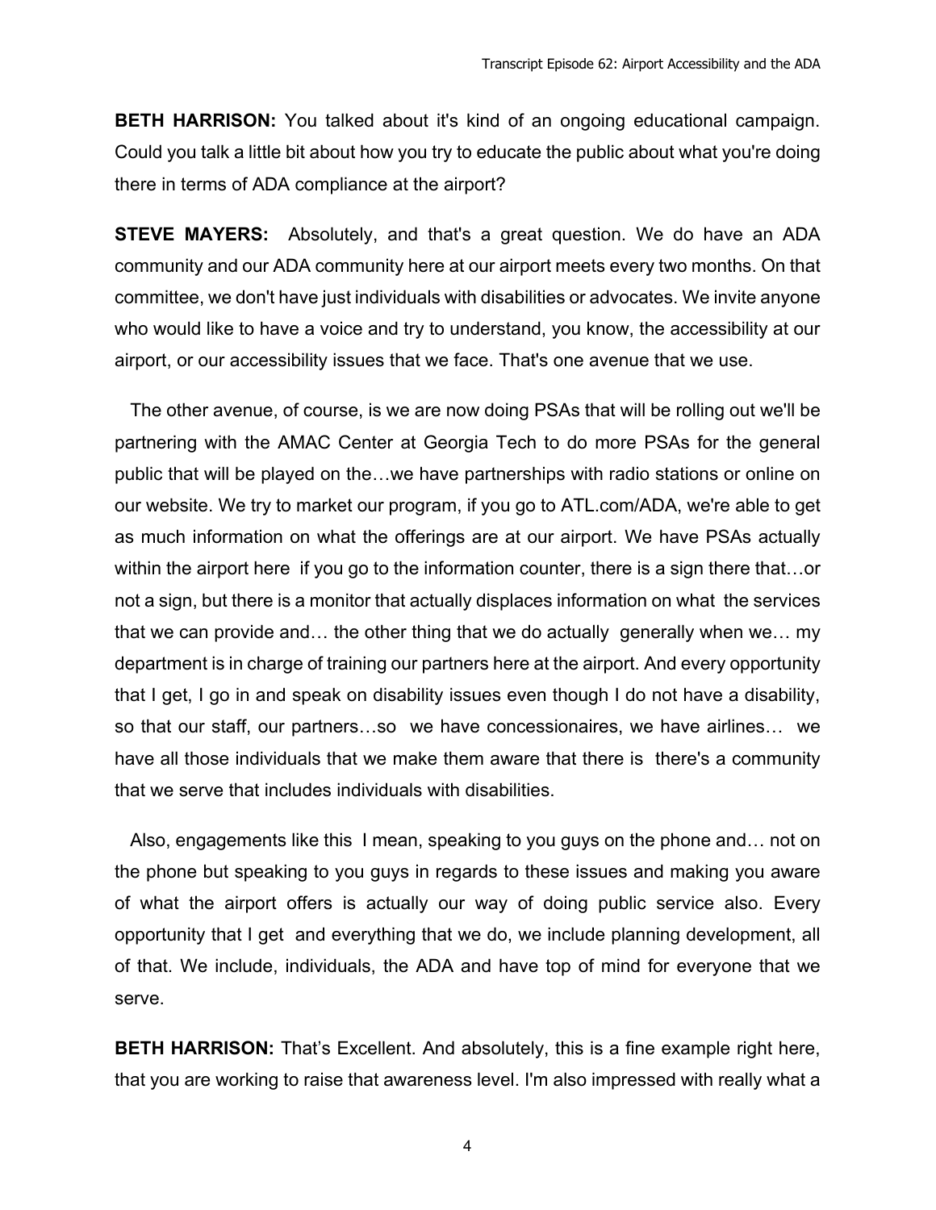**BETH HARRISON:** You talked about it's kind of an ongoing educational campaign. Could you talk a little bit about how you try to educate the public about what you're doing there in terms of ADA compliance at the airport?

**STEVE MAYERS:** Absolutely, and that's a great question. We do have an ADA community and our ADA community here at our airport meets every two months. On that committee, we don't have just individuals with disabilities or advocates. We invite anyone who would like to have a voice and try to understand, you know, the accessibility at our airport, or our accessibility issues that we face. That's one avenue that we use.

The other avenue, of course, is we are now doing PSAs that will be rolling out we'll be partnering with the AMAC Center at Georgia Tech to do more PSAs for the general public that will be played on the…we have partnerships with radio stations or online on our website. We try to market our program, if you go to ATL.com/ADA, we're able to get as much information on what the offerings are at our airport. We have PSAs actually within the airport here if you go to the information counter, there is a sign there that…or not a sign, but there is a monitor that actually displaces information on what the services that we can provide and… the other thing that we do actually generally when we… my department is in charge of training our partners here at the airport. And every opportunity that I get, I go in and speak on disability issues even though I do not have a disability, so that our staff, our partners…so we have concessionaires, we have airlines… we have all those individuals that we make them aware that there is there's a community that we serve that includes individuals with disabilities.

Also, engagements like this I mean, speaking to you guys on the phone and… not on the phone but speaking to you guys in regards to these issues and making you aware of what the airport offers is actually our way of doing public service also. Every opportunity that I get and everything that we do, we include planning development, all of that. We include, individuals, the ADA and have top of mind for everyone that we serve.

**BETH HARRISON:** That's Excellent. And absolutely, this is a fine example right here, that you are working to raise that awareness level. I'm also impressed with really what a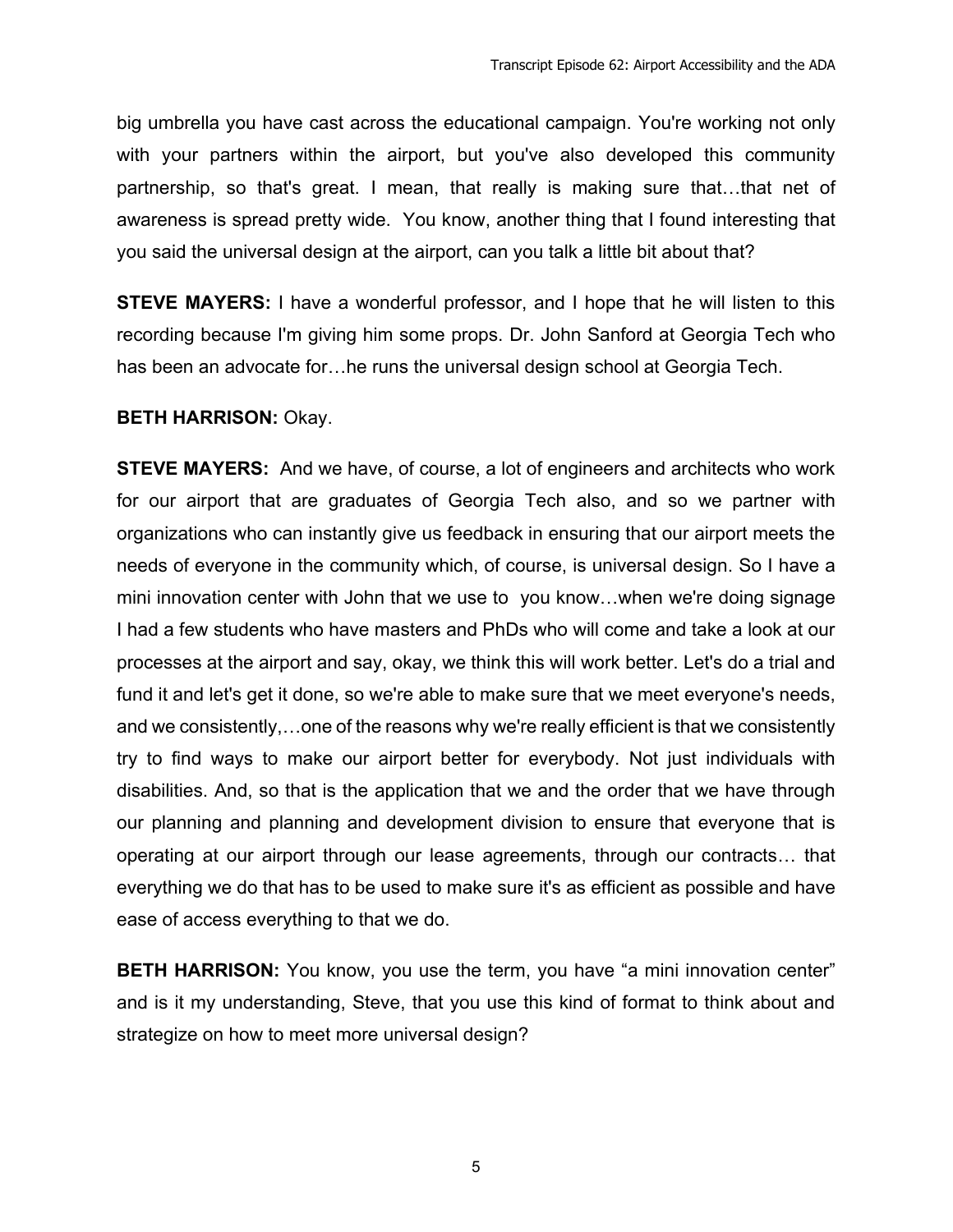big umbrella you have cast across the educational campaign. You're working not only with your partners within the airport, but you've also developed this community partnership, so that's great. I mean, that really is making sure that…that net of awareness is spread pretty wide. You know, another thing that I found interesting that you said the universal design at the airport, can you talk a little bit about that?

**STEVE MAYERS:** I have a wonderful professor, and I hope that he will listen to this recording because I'm giving him some props. Dr. John Sanford at Georgia Tech who has been an advocate for…he runs the universal design school at Georgia Tech.

**BETH HARRISON:** Okay.

**STEVE MAYERS:** And we have, of course, a lot of engineers and architects who work for our airport that are graduates of Georgia Tech also, and so we partner with organizations who can instantly give us feedback in ensuring that our airport meets the needs of everyone in the community which, of course, is universal design. So I have a mini innovation center with John that we use to you know…when we're doing signage I had a few students who have masters and PhDs who will come and take a look at our processes at the airport and say, okay, we think this will work better. Let's do a trial and fund it and let's get it done, so we're able to make sure that we meet everyone's needs, and we consistently,…one of the reasons why we're really efficient is that we consistently try to find ways to make our airport better for everybody. Not just individuals with disabilities. And, so that is the application that we and the order that we have through our planning and planning and development division to ensure that everyone that is operating at our airport through our lease agreements, through our contracts… that everything we do that has to be used to make sure it's as efficient as possible and have ease of access everything to that we do.

**BETH HARRISON:** You know, you use the term, you have "a mini innovation center" and is it my understanding, Steve, that you use this kind of format to think about and strategize on how to meet more universal design?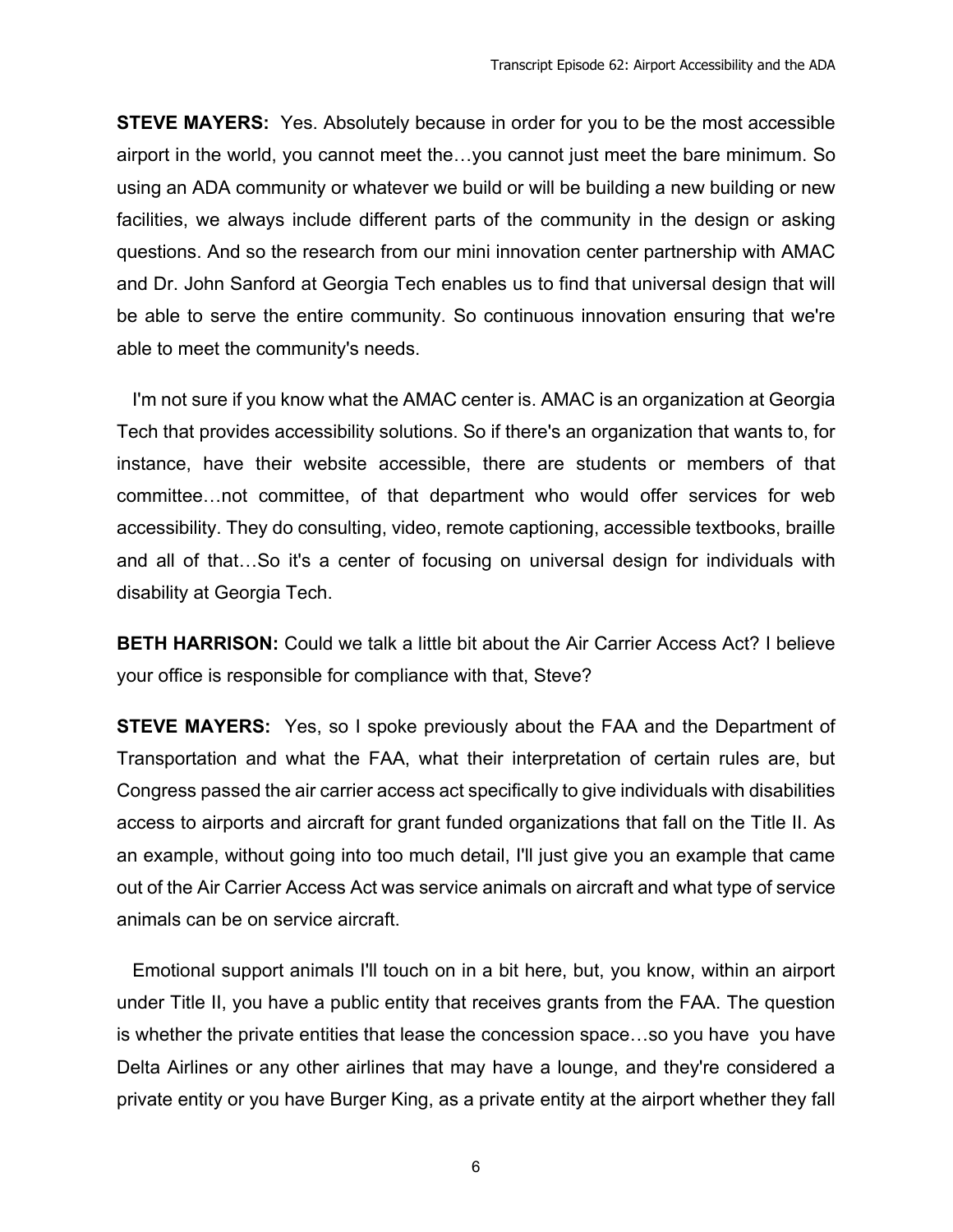**STEVE MAYERS:** Yes. Absolutely because in order for you to be the most accessible airport in the world, you cannot meet the…you cannot just meet the bare minimum. So using an ADA community or whatever we build or will be building a new building or new facilities, we always include different parts of the community in the design or asking questions. And so the research from our mini innovation center partnership with AMAC and Dr. John Sanford at Georgia Tech enables us to find that universal design that will be able to serve the entire community. So continuous innovation ensuring that we're able to meet the community's needs.

I'm not sure if you know what the AMAC center is. AMAC is an organization at Georgia Tech that provides accessibility solutions. So if there's an organization that wants to, for instance, have their website accessible, there are students or members of that committee…not committee, of that department who would offer services for web accessibility. They do consulting, video, remote captioning, accessible textbooks, braille and all of that…So it's a center of focusing on universal design for individuals with disability at Georgia Tech.

**BETH HARRISON:** Could we talk a little bit about the Air Carrier Access Act? I believe your office is responsible for compliance with that, Steve?

**STEVE MAYERS:** Yes, so I spoke previously about the FAA and the Department of Transportation and what the FAA, what their interpretation of certain rules are, but Congress passed the air carrier access act specifically to give individuals with disabilities access to airports and aircraft for grant funded organizations that fall on the Title II. As an example, without going into too much detail, I'll just give you an example that came out of the Air Carrier Access Act was service animals on aircraft and what type of service animals can be on service aircraft.

Emotional support animals I'll touch on in a bit here, but, you know, within an airport under Title II, you have a public entity that receives grants from the FAA. The question is whether the private entities that lease the concession space…so you have you have Delta Airlines or any other airlines that may have a lounge, and they're considered a private entity or you have Burger King, as a private entity at the airport whether they fall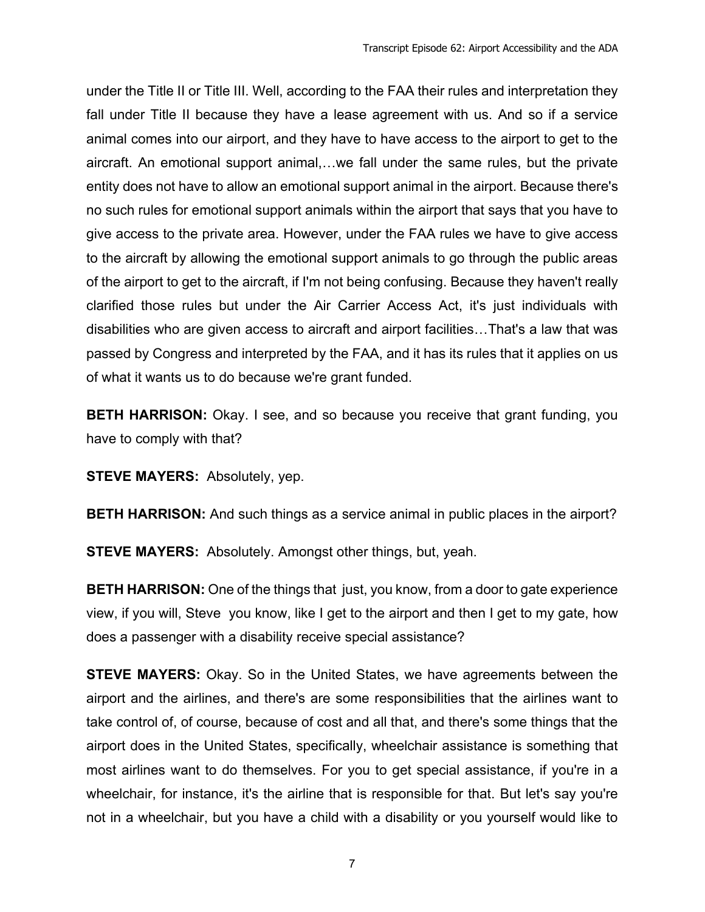under the Title II or Title III. Well, according to the FAA their rules and interpretation they fall under Title II because they have a lease agreement with us. And so if a service animal comes into our airport, and they have to have access to the airport to get to the aircraft. An emotional support animal,…we fall under the same rules, but the private entity does not have to allow an emotional support animal in the airport. Because there's no such rules for emotional support animals within the airport that says that you have to give access to the private area. However, under the FAA rules we have to give access to the aircraft by allowing the emotional support animals to go through the public areas of the airport to get to the aircraft, if I'm not being confusing. Because they haven't really clarified those rules but under the Air Carrier Access Act, it's just individuals with disabilities who are given access to aircraft and airport facilities…That's a law that was passed by Congress and interpreted by the FAA, and it has its rules that it applies on us of what it wants us to do because we're grant funded.

**BETH HARRISON:** Okay. I see, and so because you receive that grant funding, you have to comply with that?

**STEVE MAYERS:** Absolutely, yep.

**BETH HARRISON:** And such things as a service animal in public places in the airport?

**STEVE MAYERS:** Absolutely. Amongst other things, but, yeah.

**BETH HARRISON:** One of the things that just, you know, from a door to gate experience view, if you will, Steve you know, like I get to the airport and then I get to my gate, how does a passenger with a disability receive special assistance?

**STEVE MAYERS:** Okay. So in the United States, we have agreements between the airport and the airlines, and there's are some responsibilities that the airlines want to take control of, of course, because of cost and all that, and there's some things that the airport does in the United States, specifically, wheelchair assistance is something that most airlines want to do themselves. For you to get special assistance, if you're in a wheelchair, for instance, it's the airline that is responsible for that. But let's say you're not in a wheelchair, but you have a child with a disability or you yourself would like to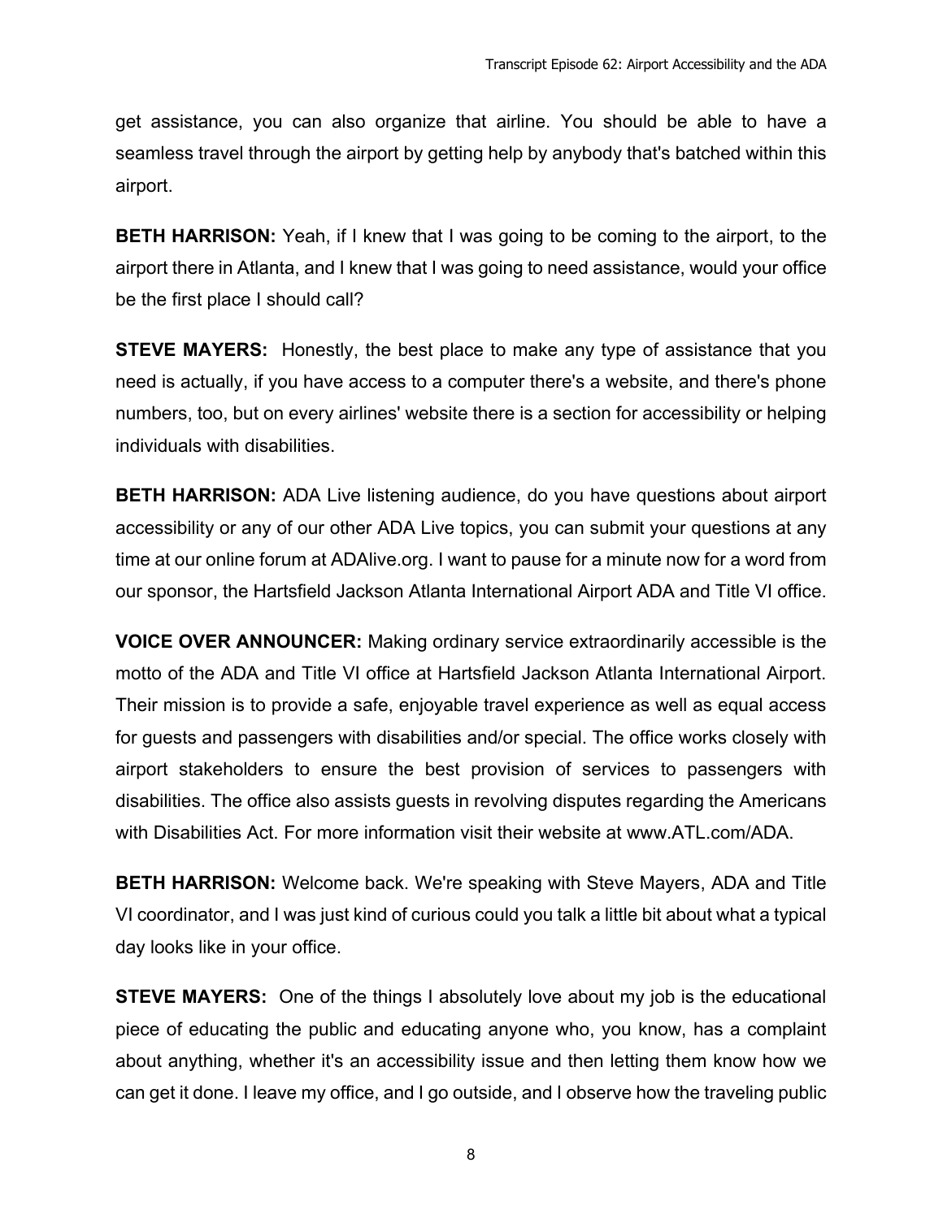get assistance, you can also organize that airline. You should be able to have a seamless travel through the airport by getting help by anybody that's batched within this airport.

**BETH HARRISON:** Yeah, if I knew that I was going to be coming to the airport, to the airport there in Atlanta, and I knew that I was going to need assistance, would your office be the first place I should call?

**STEVE MAYERS:** Honestly, the best place to make any type of assistance that you need is actually, if you have access to a computer there's a website, and there's phone numbers, too, but on every airlines' website there is a section for accessibility or helping individuals with disabilities.

**BETH HARRISON:** ADA Live listening audience, do you have questions about airport accessibility or any of our other ADA Live topics, you can submit your questions at any time at our online forum at ADAlive.org. I want to pause for a minute now for a word from our sponsor, the Hartsfield Jackson Atlanta International Airport ADA and Title VI office.

**VOICE OVER ANNOUNCER:** Making ordinary service extraordinarily accessible is the motto of the ADA and Title VI office at Hartsfield Jackson Atlanta International Airport. Their mission is to provide a safe, enjoyable travel experience as well as equal access for guests and passengers with disabilities and/or special. The office works closely with airport stakeholders to ensure the best provision of services to passengers with disabilities. The office also assists guests in revolving disputes regarding the Americans with Disabilities Act. For more information visit their website at www.ATL.com/ADA.

**BETH HARRISON:** Welcome back. We're speaking with Steve Mayers, ADA and Title VI coordinator, and I was just kind of curious could you talk a little bit about what a typical day looks like in your office.

**STEVE MAYERS:** One of the things I absolutely love about my job is the educational piece of educating the public and educating anyone who, you know, has a complaint about anything, whether it's an accessibility issue and then letting them know how we can get it done. I leave my office, and I go outside, and I observe how the traveling public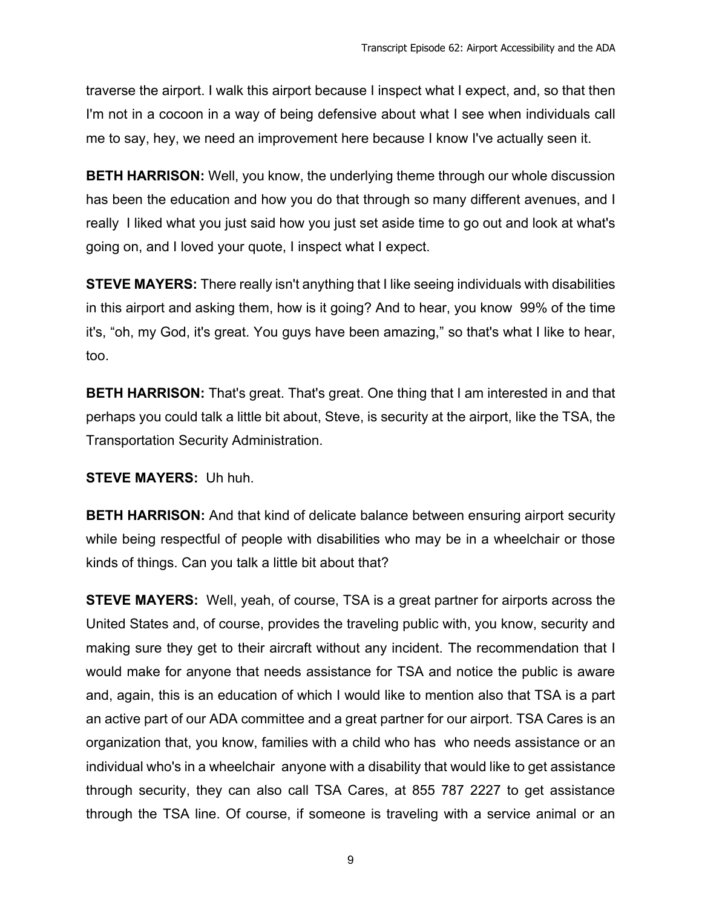traverse the airport. I walk this airport because I inspect what I expect, and, so that then I'm not in a cocoon in a way of being defensive about what I see when individuals call me to say, hey, we need an improvement here because I know I've actually seen it.

**BETH HARRISON:** Well, you know, the underlying theme through our whole discussion has been the education and how you do that through so many different avenues, and I really I liked what you just said how you just set aside time to go out and look at what's going on, and I loved your quote, I inspect what I expect.

**STEVE MAYERS:** There really isn't anything that I like seeing individuals with disabilities in this airport and asking them, how is it going? And to hear, you know 99% of the time it's, "oh, my God, it's great. You guys have been amazing," so that's what I like to hear, too.

**BETH HARRISON:** That's great. That's great. One thing that I am interested in and that perhaps you could talk a little bit about, Steve, is security at the airport, like the TSA, the Transportation Security Administration.

**STEVE MAYERS:** Uh huh.

**BETH HARRISON:** And that kind of delicate balance between ensuring airport security while being respectful of people with disabilities who may be in a wheelchair or those kinds of things. Can you talk a little bit about that?

**STEVE MAYERS:** Well, yeah, of course, TSA is a great partner for airports across the United States and, of course, provides the traveling public with, you know, security and making sure they get to their aircraft without any incident. The recommendation that I would make for anyone that needs assistance for TSA and notice the public is aware and, again, this is an education of which I would like to mention also that TSA is a part an active part of our ADA committee and a great partner for our airport. TSA Cares is an organization that, you know, families with a child who has who needs assistance or an individual who's in a wheelchair anyone with a disability that would like to get assistance through security, they can also call TSA Cares, at 855 787 2227 to get assistance through the TSA line. Of course, if someone is traveling with a service animal or an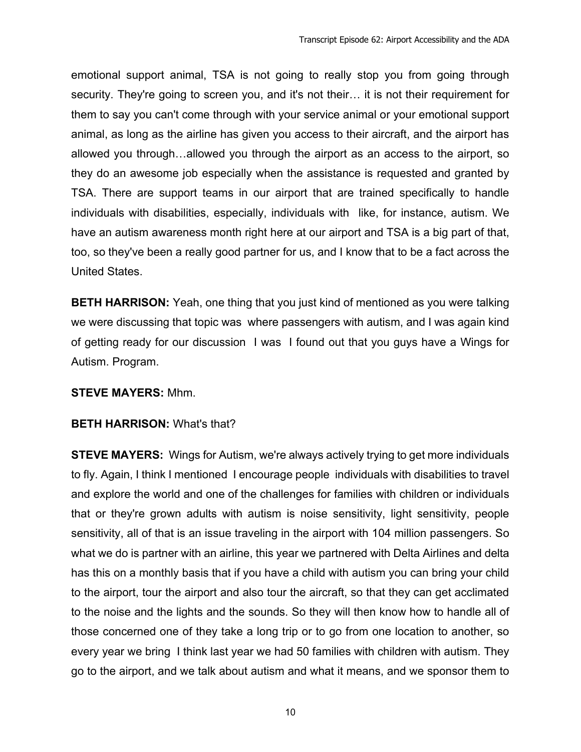emotional support animal, TSA is not going to really stop you from going through security. They're going to screen you, and it's not their… it is not their requirement for them to say you can't come through with your service animal or your emotional support animal, as long as the airline has given you access to their aircraft, and the airport has allowed you through…allowed you through the airport as an access to the airport, so they do an awesome job especially when the assistance is requested and granted by TSA. There are support teams in our airport that are trained specifically to handle individuals with disabilities, especially, individuals with  like, for instance, autism. We have an autism awareness month right here at our airport and TSA is a big part of that, too, so they've been a really good partner for us, and I know that to be a fact across the United States.

**BETH HARRISON:** Yeah, one thing that you just kind of mentioned as you were talking we were discussing that topic was  where passengers with autism, and I was again kind of getting ready for our discussion  I was  I found out that you guys have a Wings for Autism. Program.

**STEVE MAYERS:** Mhm.

**BETH HARRISON:** What's that?

**STEVE MAYERS:** Wings for Autism, we're always actively trying to get more individuals to fly. Again, I think I mentioned  I encourage people  individuals with disabilities to travel and explore the world and one of the challenges for families with children or individuals that or they're grown adults with autism is noise sensitivity, light sensitivity, people sensitivity, all of that is an issue traveling in the airport with 104 million passengers. So what we do is partner with an airline, this year we partnered with Delta Airlines and delta has this on a monthly basis that if you have a child with autism you can bring your child to the airport, tour the airport and also tour the aircraft, so that they can get acclimated to the noise and the lights and the sounds. So they will then know how to handle all of those concerned one of they take a long trip or to go from one location to another, so every year we bring  I think last year we had 50 families with children with autism. They go to the airport, and we talk about autism and what it means, and we sponsor them to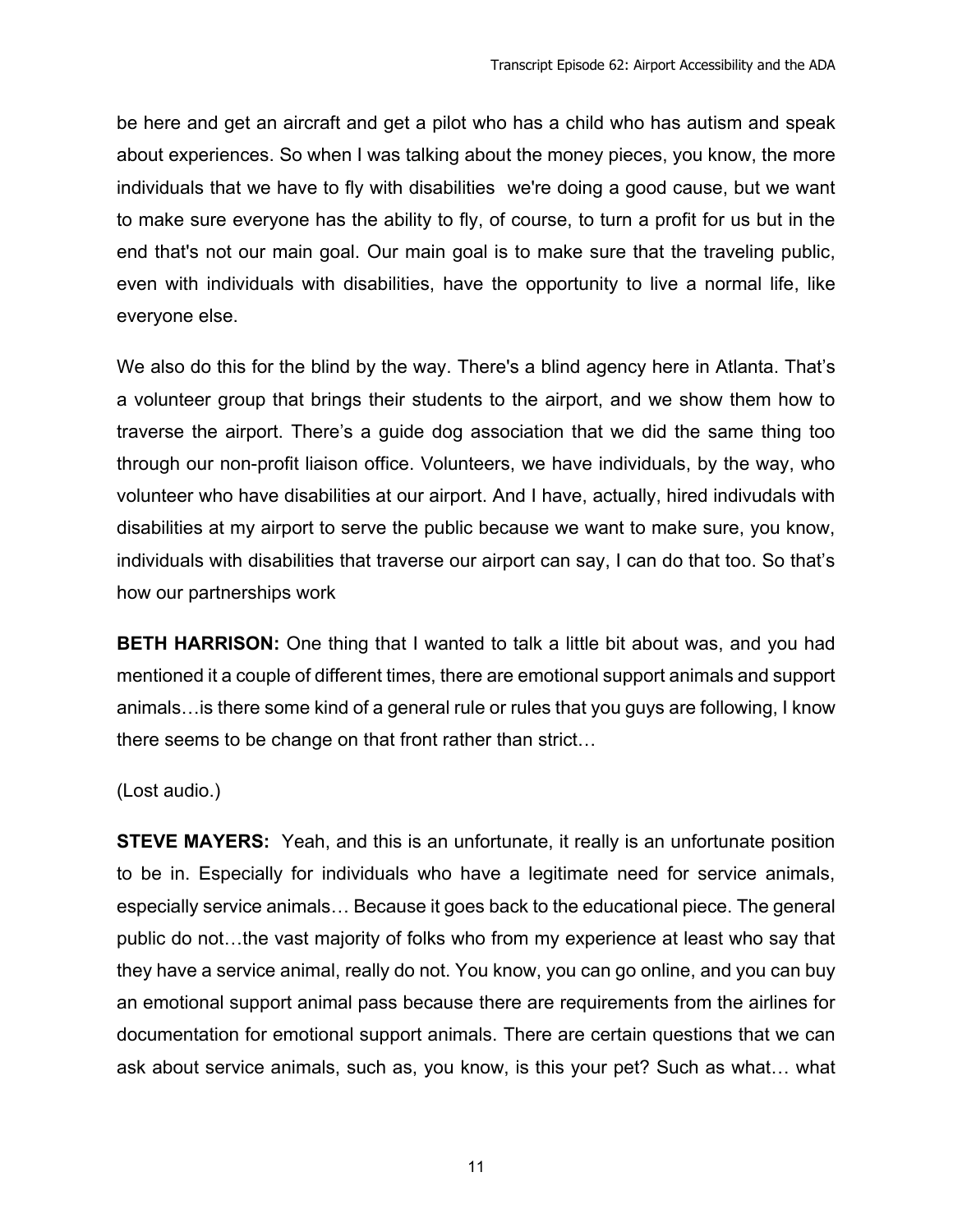be here and get an aircraft and get a pilot who has a child who has autism and speak about experiences. So when I was talking about the money pieces, you know, the more individuals that we have to fly with disabilities we're doing a good cause, but we want to make sure everyone has the ability to fly, of course, to turn a profit for us but in the end that's not our main goal. Our main goal is to make sure that the traveling public, even with individuals with disabilities, have the opportunity to live a normal life, like everyone else.

We also do this for the blind by the way. There's a blind agency here in Atlanta. That's a volunteer group that brings their students to the airport, and we show them how to traverse the airport. There's a guide dog association that we did the same thing too through our non-profit liaison office. Volunteers, we have individuals, by the way, who volunteer who have disabilities at our airport. And I have, actually, hired indivudals with disabilities at my airport to serve the public because we want to make sure, you know, individuals with disabilities that traverse our airport can say, I can do that too. So that's how our partnerships work

**BETH HARRISON:** One thing that I wanted to talk a little bit about was, and you had mentioned it a couple of different times, there are emotional support animals and support animals…is there some kind of a general rule or rules that you guys are following, I know there seems to be change on that front rather than strict…

(Lost audio.)

**STEVE MAYERS:** Yeah, and this is an unfortunate, it really is an unfortunate position to be in. Especially for individuals who have a legitimate need for service animals, especially service animals… Because it goes back to the educational piece. The general public do not…the vast majority of folks who from my experience at least who say that they have a service animal, really do not. You know, you can go online, and you can buy an emotional support animal pass because there are requirements from the airlines for documentation for emotional support animals. There are certain questions that we can ask about service animals, such as, you know, is this your pet? Such as what… what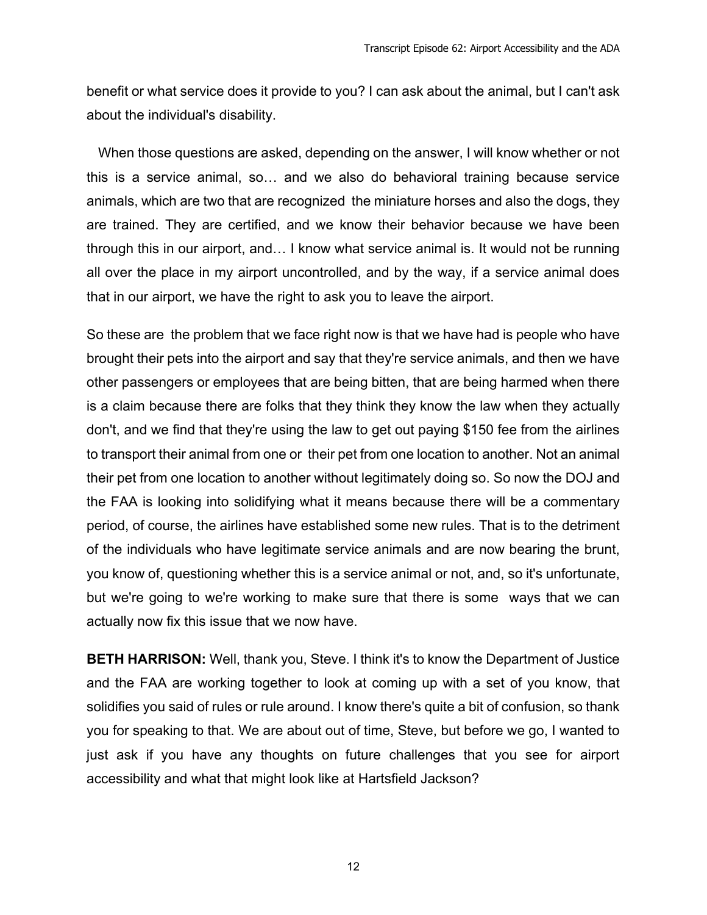benefit or what service does it provide to you? I can ask about the animal, but I can't ask about the individual's disability.

When those questions are asked, depending on the answer, I will know whether or not this is a service animal, so… and we also do behavioral training because service animals, which are two that are recognized the miniature horses and also the dogs, they are trained. They are certified, and we know their behavior because we have been through this in our airport, and… I know what service animal is. It would not be running all over the place in my airport uncontrolled, and by the way, if a service animal does that in our airport, we have the right to ask you to leave the airport.

So these are the problem that we face right now is that we have had is people who have brought their pets into the airport and say that they're service animals, and then we have other passengers or employees that are being bitten, that are being harmed when there is a claim because there are folks that they think they know the law when they actually don't, and we find that they're using the law to get out paying $150 fee from the airlines to transport their animal from one or their pet from one location to another. Not an animal their pet from one location to another without legitimately doing so. So now the DOJ and the FAA is looking into solidifying what it means because there will be a commentary period, of course, the airlines have established some new rules. That is to the detriment of the individuals who have legitimate service animals and are now bearing the brunt, you know of, questioning whether this is a service animal or not, and, so it's unfortunate, but we're going to we're working to make sure that there is some ways that we can actually now fix this issue that we now have.

**BETH HARRISON:** Well, thank you, Steve. I think it's to know the Department of Justice and the FAA are working together to look at coming up with a set of you know, that solidifies you said of rules or rule around. I know there's quite a bit of confusion, so thank you for speaking to that. We are about out of time, Steve, but before we go, I wanted to just ask if you have any thoughts on future challenges that you see for airport accessibility and what that might look like at Hartsfield Jackson?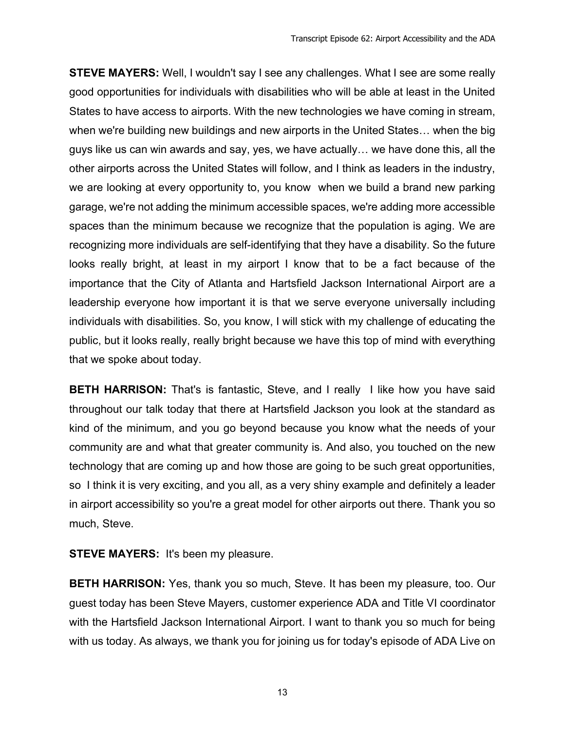**STEVE MAYERS:** Well, I wouldn't say I see any challenges. What I see are some really good opportunities for individuals with disabilities who will be able at least in the United States to have access to airports. With the new technologies we have coming in stream, when we're building new buildings and new airports in the United States… when the big guys like us can win awards and say, yes, we have actually… we have done this, all the other airports across the United States will follow, and I think as leaders in the industry, we are looking at every opportunity to, you know when we build a brand new parking garage, we're not adding the minimum accessible spaces, we're adding more accessible spaces than the minimum because we recognize that the population is aging. We are recognizing more individuals are self-identifying that they have a disability. So the future looks really bright, at least in my airport I know that to be a fact because of the importance that the City of Atlanta and Hartsfield Jackson International Airport are a leadership everyone how important it is that we serve everyone universally including individuals with disabilities. So, you know, I will stick with my challenge of educating the public, but it looks really, really bright because we have this top of mind with everything that we spoke about today.

**BETH HARRISON:** That's is fantastic, Steve, and I really I like how you have said throughout our talk today that there at Hartsfield Jackson you look at the standard as kind of the minimum, and you go beyond because you know what the needs of your community are and what that greater community is. And also, you touched on the new technology that are coming up and how those are going to be such great opportunities, so I think it is very exciting, and you all, as a very shiny example and definitely a leader in airport accessibility so you're a great model for other airports out there. Thank you so much, Steve.

**STEVE MAYERS:** It's been my pleasure.

**BETH HARRISON:** Yes, thank you so much, Steve. It has been my pleasure, too. Our guest today has been Steve Mayers, customer experience ADA and Title VI coordinator with the Hartsfield Jackson International Airport. I want to thank you so much for being with us today. As always, we thank you for joining us for today's episode of ADA Live on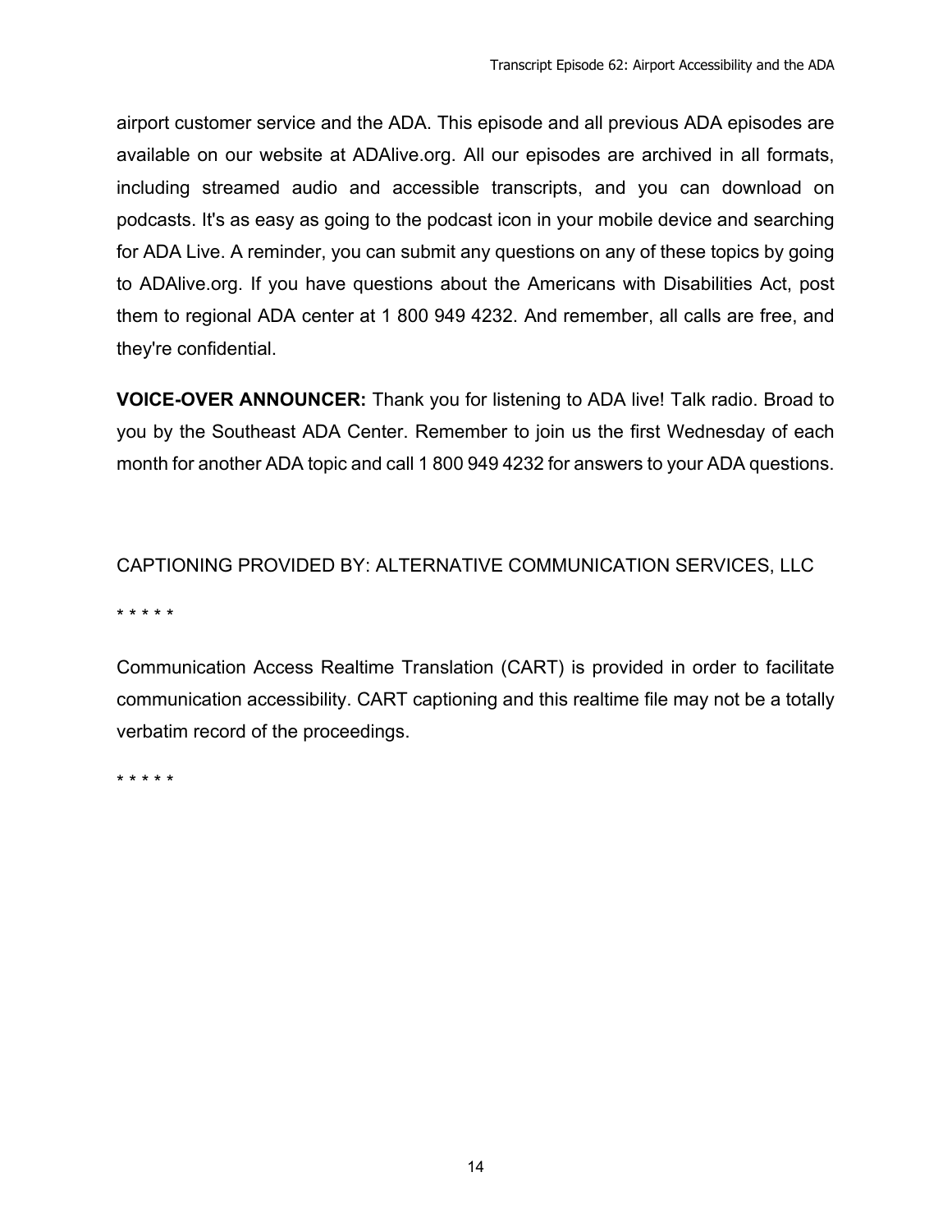airport customer service and the ADA. This episode and all previous ADA episodes are available on our website at ADAlive.org. All our episodes are archived in all formats, including streamed audio and accessible transcripts, and you can download on podcasts. It's as easy as going to the podcast icon in your mobile device and searching for ADA Live. A reminder, you can submit any questions on any of these topics by going to ADAlive.org. If you have questions about the Americans with Disabilities Act, post them to regional ADA center at 1 800 949 4232. And remember, all calls are free, and they're confidential.

**VOICE-OVER ANNOUNCER:** Thank you for listening to ADA live! Talk radio. Broad to you by the Southeast ADA Center. Remember to join us the first Wednesday of each month for another ADA topic and call 1 800 949 4232 for answers to your ADA questions.

CAPTIONING PROVIDED BY: ALTERNATIVE COMMUNICATION SERVICES, LLC

* * * * *

Communication Access Realtime Translation (CART) is provided in order to facilitate communication accessibility. CART captioning and this realtime file may not be a totally verbatim record of the proceedings.

* * * * *